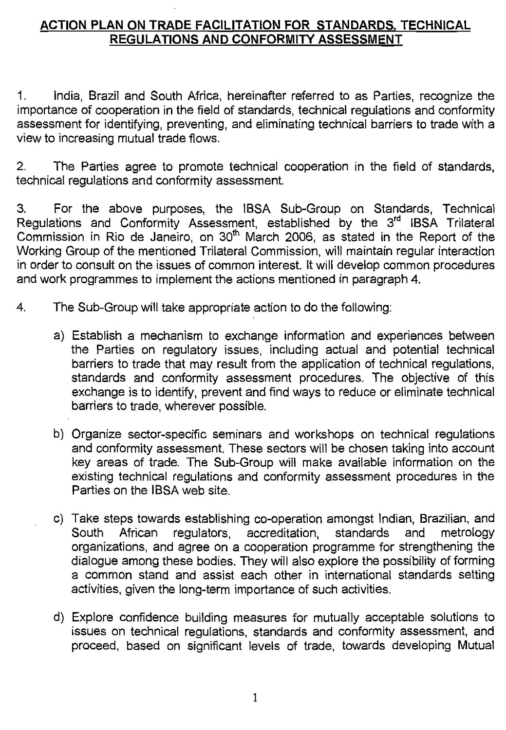# ACTION PLAN ON TRADE FACILITATION FOR STANDARDS, TECHNICAL REGULATIONS AND CONFORMITY ASSESSMENT

1. India, Brazil and South Africa, hereinafter referred to as Parties, recognize the importance of cooperation in the field of standards, technical regulations and conformity assessment for identifying, preventing, and eliminating technical barriers to trade with a view to increasing mutual trade flows.

2. The Parties agree to promote technical cooperation in the field of standards, technical regulations and conformity assessment.

3. For the above purposes, the IBSA Sub-Group on Standards, Technical Regulations and Conformity Assessment, established by the 3rd IBSA Trilateral Commission in Rio de Janeiro, on 30th March 2006, as stated in the Report of the Working Group of the mentioned Trilateral Commission, will maintain regular interaction in order to consult on the issues of common interest. It will develop common procedures and work programmes to implement the actions mentioned in paragraph 4.

4. The Sub-Group will take appropriate action to do the following:

   a) Establish a mechanism to exchange information and experiences between the Parties on regulatory issues, including actual and potential technical barriers to trade that may result from the application of technical regulations, standards and conformity assessment procedures. The objective of this exchange is to identify, prevent and find ways to reduce or eliminate technical barriers to trade, wherever possible.

   b) Organize sector-specific seminars and workshops on technical regulations and conformity assessment. These sectors will be chosen taking into account key areas of trade. The Sub-Group will make available information on the existing technical regulations and conformity assessment procedures in the Parties on the IBSA web site.

   c) Take steps towards establishing co-operation amongst Indian, Brazilian, and South African regulators, accreditation, standards and metrology organizations, and agree on a cooperation programme for strengthening the dialogue among these bodies. They will also explore the possibility of forming a common stand and assist each other in international standards setting activities, given the long-term importance of such activities.

   d) Explore confidence building measures for mutually acceptable solutions to issues on technical regulations, standards and conformity assessment, and proceed, based on significant levels of trade, towards developing Mutual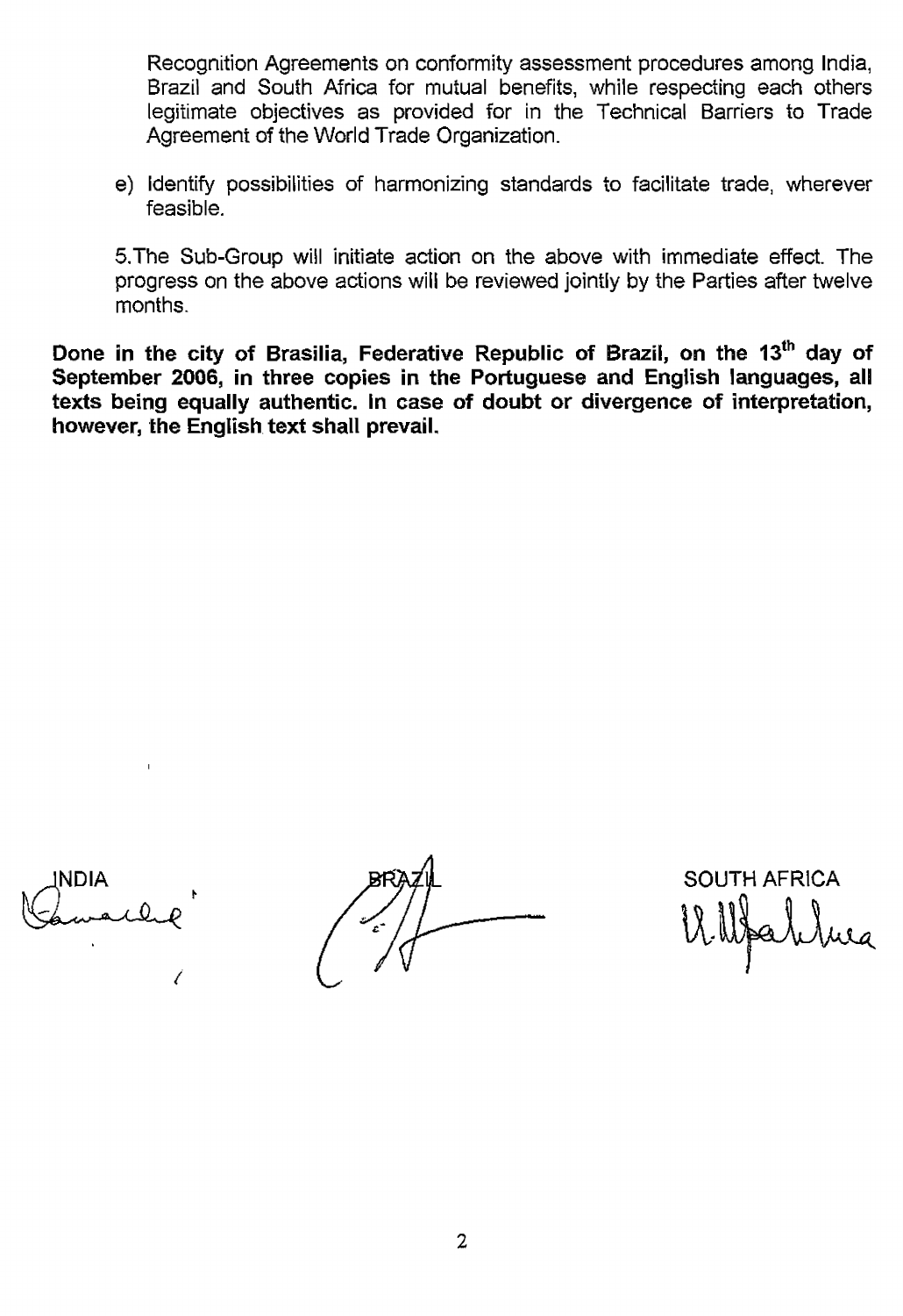Recognition Agreements on conformity assessment procedures among India, Brazil and South Africa for mutual benefits, while respecting each others legitimate objectives as provided for in the Technical Barriers to Trade Agreement of the World Trade Organization.

e) Identify possibilities of harmonizing standards to facilitate trade, wherever feasible.

5.The Sub-Group will initiate action on the above with immediate effect. The progress on the above actions will be reviewed jointly by the Parties after twelve months.

**Done in the city of Brasilia, Federative Republic of Brazil, on the 13th day of September 2006, in three copies in the Portuguese and English languages, all texts being equally authentic. In case of doubt or divergence of interpretation, however, the English text shall prevail.**

INDIA

BRAZIL

SOUTH AFRICA